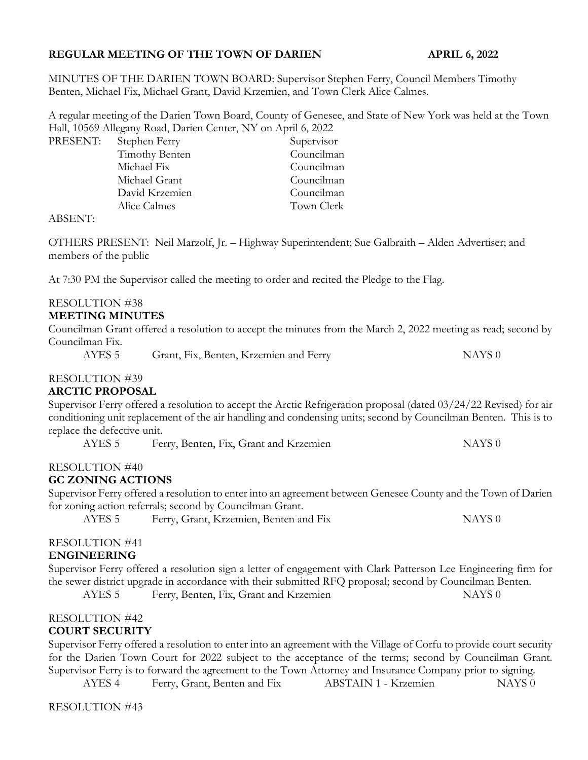**REGULAR MEETING OF THE TOWN OF DARIEN APRIL 6, 2022**

MINUTES OF THE DARIEN TOWN BOARD: Supervisor Stephen Ferry, Council Members Timothy Benten, Michael Fix, Michael Grant, David Krzemien, and Town Clerk Alice Calmes.

A regular meeting of the Darien Town Board, County of Genesee, and State of New York was held at the Town Hall, 10569 Allegany Road, Darien Center, NY on April 6, 2022

| PRESENT: | Stephen Ferry | Supervisor |
|---|---|---|
| | Timothy Benten | Councilman |
| | Michael Fix | Councilman |
| | Michael Grant | Councilman |
| | David Krzemien | Councilman |
| | Alice Calmes | Town Clerk |

ABSENT:

OTHERS PRESENT: Neil Marzolf, Jr. – Highway Superintendent; Sue Galbraith – Alden Advertiser; and members of the public

At 7:30 PM the Supervisor called the meeting to order and recited the Pledge to the Flag.

RESOLUTION #38
**MEETING MINUTES**
Councilman Grant offered a resolution to accept the minutes from the March 2, 2022 meeting as read; second by Councilman Fix.
AYES 5 Grant, Fix, Benten, Krzemien and Ferry NAYS 0

RESOLUTION #39
**ARCTIC PROPOSAL**
Supervisor Ferry offered a resolution to accept the Arctic Refrigeration proposal (dated 03/24/22 Revised) for air conditioning unit replacement of the air handling and condensing units; second by Councilman Benten. This is to replace the defective unit.
AYES 5 Ferry, Benten, Fix, Grant and Krzemien NAYS 0

RESOLUTION #40
**GC ZONING ACTIONS**
Supervisor Ferry offered a resolution to enter into an agreement between Genesee County and the Town of Darien for zoning action referrals; second by Councilman Grant.
AYES 5 Ferry, Grant, Krzemien, Benten and Fix NAYS 0

RESOLUTION #41
**ENGINEERING**
Supervisor Ferry offered a resolution sign a letter of engagement with Clark Patterson Lee Engineering firm for the sewer district upgrade in accordance with their submitted RFQ proposal; second by Councilman Benten.
AYES 5 Ferry, Benten, Fix, Grant and Krzemien NAYS 0

RESOLUTION #42
**COURT SECURITY**
Supervisor Ferry offered a resolution to enter into an agreement with the Village of Corfu to provide court security for the Darien Town Court for 2022 subject to the acceptance of the terms; second by Councilman Grant. Supervisor Ferry is to forward the agreement to the Town Attorney and Insurance Company prior to signing.
AYES 4 Ferry, Grant, Benten and Fix ABSTAIN 1 - Krzemien NAYS 0

RESOLUTION #43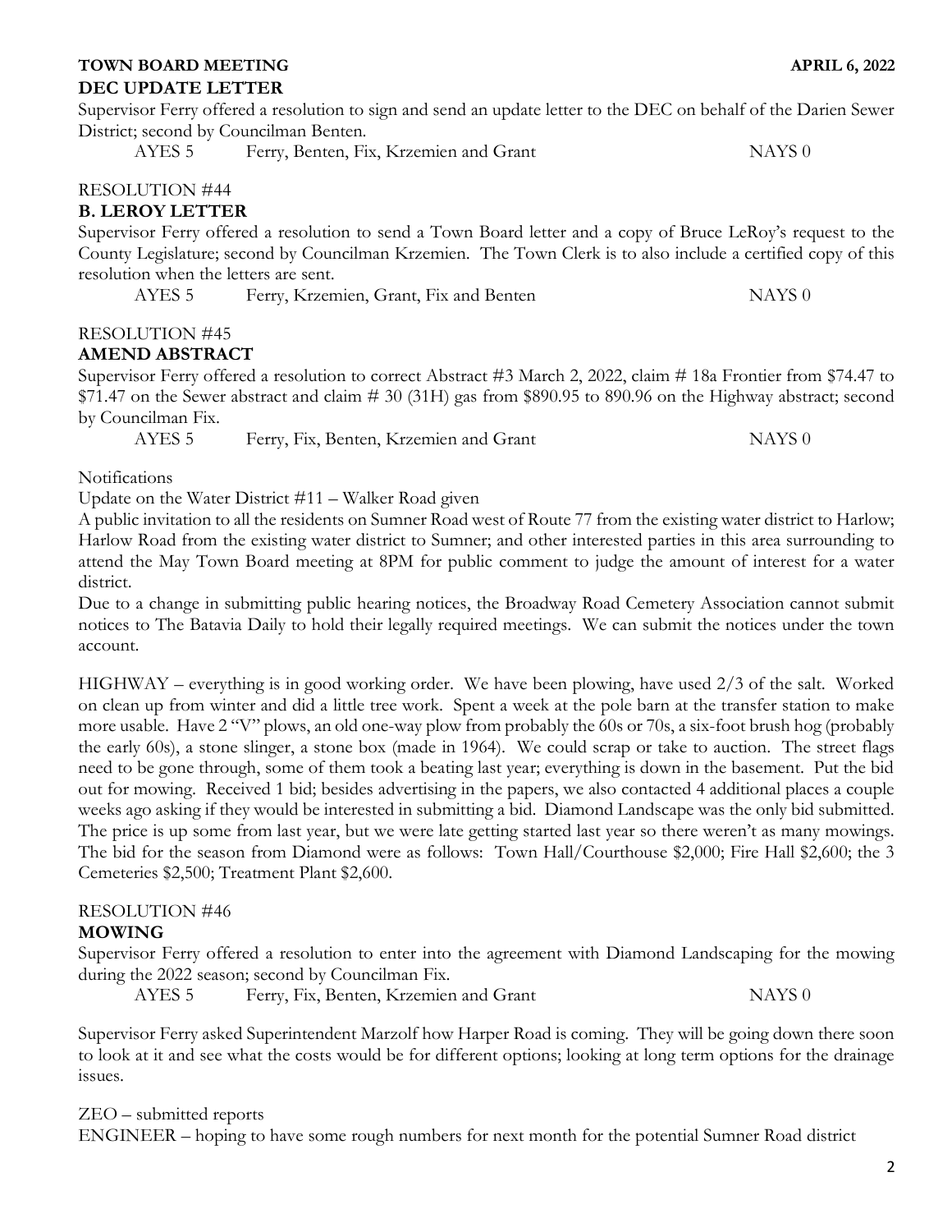**TOWN BOARD MEETING APRIL 6, 2022**

**DEC UPDATE LETTER**

Supervisor Ferry offered a resolution to sign and send an update letter to the DEC on behalf of the Darien Sewer District; second by Councilman Benten.

AYES 5 Ferry, Benten, Fix, Krzemien and Grant NAYS 0

RESOLUTION #44

**B. LEROY LETTER**

Supervisor Ferry offered a resolution to send a Town Board letter and a copy of Bruce LeRoy's request to the County Legislature; second by Councilman Krzemien. The Town Clerk is to also include a certified copy of this resolution when the letters are sent.

AYES 5 Ferry, Krzemien, Grant, Fix and Benten NAYS 0

RESOLUTION #45

**AMEND ABSTRACT**

Supervisor Ferry offered a resolution to correct Abstract #3 March 2, 2022, claim # 18a Frontier from $74.47 to $71.47 on the Sewer abstract and claim # 30 (31H) gas from $890.95 to 890.96 on the Highway abstract; second by Councilman Fix.

AYES 5 Ferry, Fix, Benten, Krzemien and Grant NAYS 0

Notifications

Update on the Water District #11 – Walker Road given

A public invitation to all the residents on Sumner Road west of Route 77 from the existing water district to Harlow; Harlow Road from the existing water district to Sumner; and other interested parties in this area surrounding to attend the May Town Board meeting at 8PM for public comment to judge the amount of interest for a water district.

Due to a change in submitting public hearing notices, the Broadway Road Cemetery Association cannot submit notices to The Batavia Daily to hold their legally required meetings. We can submit the notices under the town account.

HIGHWAY – everything is in good working order. We have been plowing, have used 2/3 of the salt. Worked on clean up from winter and did a little tree work. Spent a week at the pole barn at the transfer station to make more usable. Have 2 "V" plows, an old one-way plow from probably the 60s or 70s, a six-foot brush hog (probably the early 60s), a stone slinger, a stone box (made in 1964). We could scrap or take to auction. The street flags need to be gone through, some of them took a beating last year; everything is down in the basement. Put the bid out for mowing. Received 1 bid; besides advertising in the papers, we also contacted 4 additional places a couple weeks ago asking if they would be interested in submitting a bid. Diamond Landscape was the only bid submitted. The price is up some from last year, but we were late getting started last year so there weren't as many mowings. The bid for the season from Diamond were as follows: Town Hall/Courthouse $2,000; Fire Hall $2,600; the 3 Cemeteries $2,500; Treatment Plant $2,600.

RESOLUTION #46

**MOWING**

Supervisor Ferry offered a resolution to enter into the agreement with Diamond Landscaping for the mowing during the 2022 season; second by Councilman Fix.

AYES 5 Ferry, Fix, Benten, Krzemien and Grant NAYS 0

Supervisor Ferry asked Superintendent Marzolf how Harper Road is coming. They will be going down there soon to look at it and see what the costs would be for different options; looking at long term options for the drainage issues.

ZEO – submitted reports

ENGINEER – hoping to have some rough numbers for next month for the potential Sumner Road district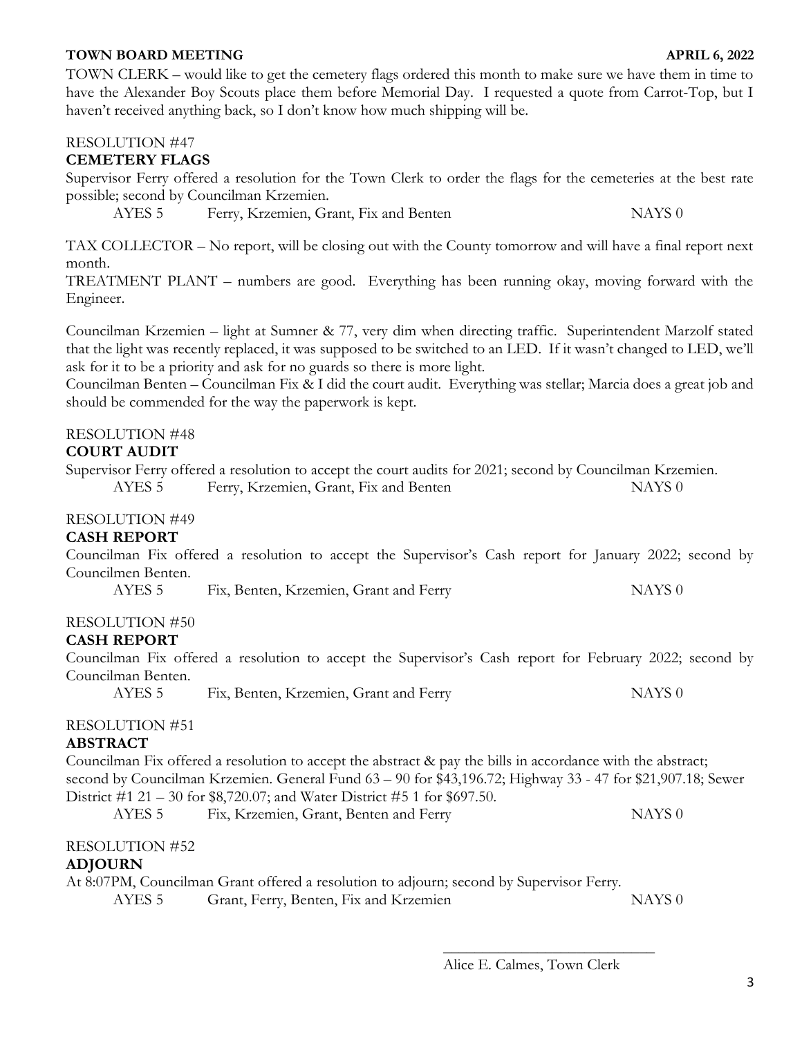TOWN CLERK – would like to get the cemetery flags ordered this month to make sure we have them in time to have the Alexander Boy Scouts place them before Memorial Day. I requested a quote from Carrot-Top, but I haven't received anything back, so I don't know how much shipping will be.

RESOLUTION #47
**CEMETERY FLAGS**
Supervisor Ferry offered a resolution for the Town Clerk to order the flags for the cemeteries at the best rate possible; second by Councilman Krzemien.

AYES 5 Ferry, Krzemien, Grant, Fix and Benten NAYS 0

TAX COLLECTOR – No report, will be closing out with the County tomorrow and will have a final report next month.
TREATMENT PLANT – numbers are good. Everything has been running okay, moving forward with the Engineer.

Councilman Krzemien – light at Sumner & 77, very dim when directing traffic. Superintendent Marzolf stated that the light was recently replaced, it was supposed to be switched to an LED. If it wasn't changed to LED, we'll ask for it to be a priority and ask for no guards so there is more light.
Councilman Benten – Councilman Fix & I did the court audit. Everything was stellar; Marcia does a great job and should be commended for the way the paperwork is kept.

RESOLUTION #48
**COURT AUDIT**
Supervisor Ferry offered a resolution to accept the court audits for 2021; second by Councilman Krzemien.

AYES 5 Ferry, Krzemien, Grant, Fix and Benten NAYS 0

RESOLUTION #49
**CASH REPORT**
Councilman Fix offered a resolution to accept the Supervisor's Cash report for January 2022; second by Councilmen Benten.

AYES 5 Fix, Benten, Krzemien, Grant and Ferry NAYS 0

RESOLUTION #50
**CASH REPORT**
Councilman Fix offered a resolution to accept the Supervisor's Cash report for February 2022; second by Councilman Benten.

AYES 5 Fix, Benten, Krzemien, Grant and Ferry NAYS 0

RESOLUTION #51
**ABSTRACT**
Councilman Fix offered a resolution to accept the abstract & pay the bills in accordance with the abstract; second by Councilman Krzemien. General Fund 63 – 90 for $43,196.72; Highway 33 - 47 for $21,907.18; Sewer District #1 21 – 30 for $8,720.07; and Water District #5 1 for $697.50.

AYES 5 Fix, Krzemien, Grant, Benten and Ferry NAYS 0

RESOLUTION #52
**ADJOURN**
At 8:07PM, Councilman Grant offered a resolution to adjourn; second by Supervisor Ferry.

AYES 5 Grant, Ferry, Benten, Fix and Krzemien NAYS 0

\_\_\_\_\_\_\_\_\_\_\_\_\_\_\_\_\_\_\_\_\_\_\_\_\_\_\_\_
Alice E. Calmes, Town Clerk